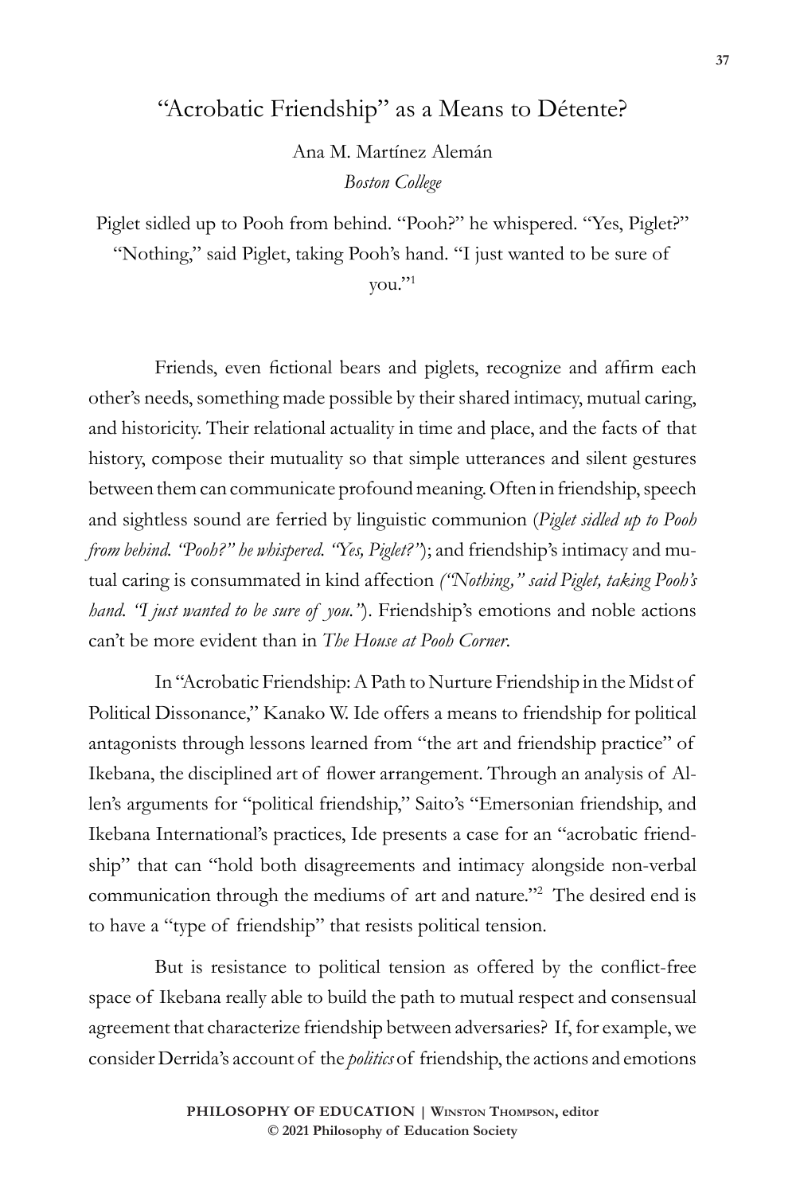# "Acrobatic Friendship" as a Means to Détente?

Ana M. Martínez Alemán
*Boston College*

Piglet sidled up to Pooh from behind. "Pooh?" he whispered. "Yes, Piglet?" "Nothing," said Piglet, taking Pooh's hand. "I just wanted to be sure of you."[1]

Friends, even fictional bears and piglets, recognize and affirm each other's needs, something made possible by their shared intimacy, mutual caring, and historicity. Their relational actuality in time and place, and the facts of that history, compose their mutuality so that simple utterances and silent gestures between them can communicate profound meaning. Often in friendship, speech and sightless sound are ferried by linguistic communion (*Piglet sidled up to Pooh from behind. "Pooh?" he whispered. "Yes, Piglet?"*); and friendship's intimacy and mutual caring is consummated in kind affection *("Nothing," said Piglet, taking Pooh's hand. "I just wanted to be sure of you.")*. Friendship's emotions and noble actions can't be more evident than in *The House at Pooh Corner*.

In "Acrobatic Friendship: A Path to Nurture Friendship in the Midst of Political Dissonance," Kanako W. Ide offers a means to friendship for political antagonists through lessons learned from "the art and friendship practice" of Ikebana, the disciplined art of flower arrangement. Through an analysis of Allen's arguments for "political friendship," Saito's "Emersonian friendship, and Ikebana International's practices, Ide presents a case for an "acrobatic friendship" that can "hold both disagreements and intimacy alongside non-verbal communication through the mediums of art and nature."[2] The desired end is to have a "type of friendship" that resists political tension.

But is resistance to political tension as offered by the conflict-free space of Ikebana really able to build the path to mutual respect and consensual agreement that characterize friendship between adversaries? If, for example, we consider Derrida's account of the *politics* of friendship, the actions and emotions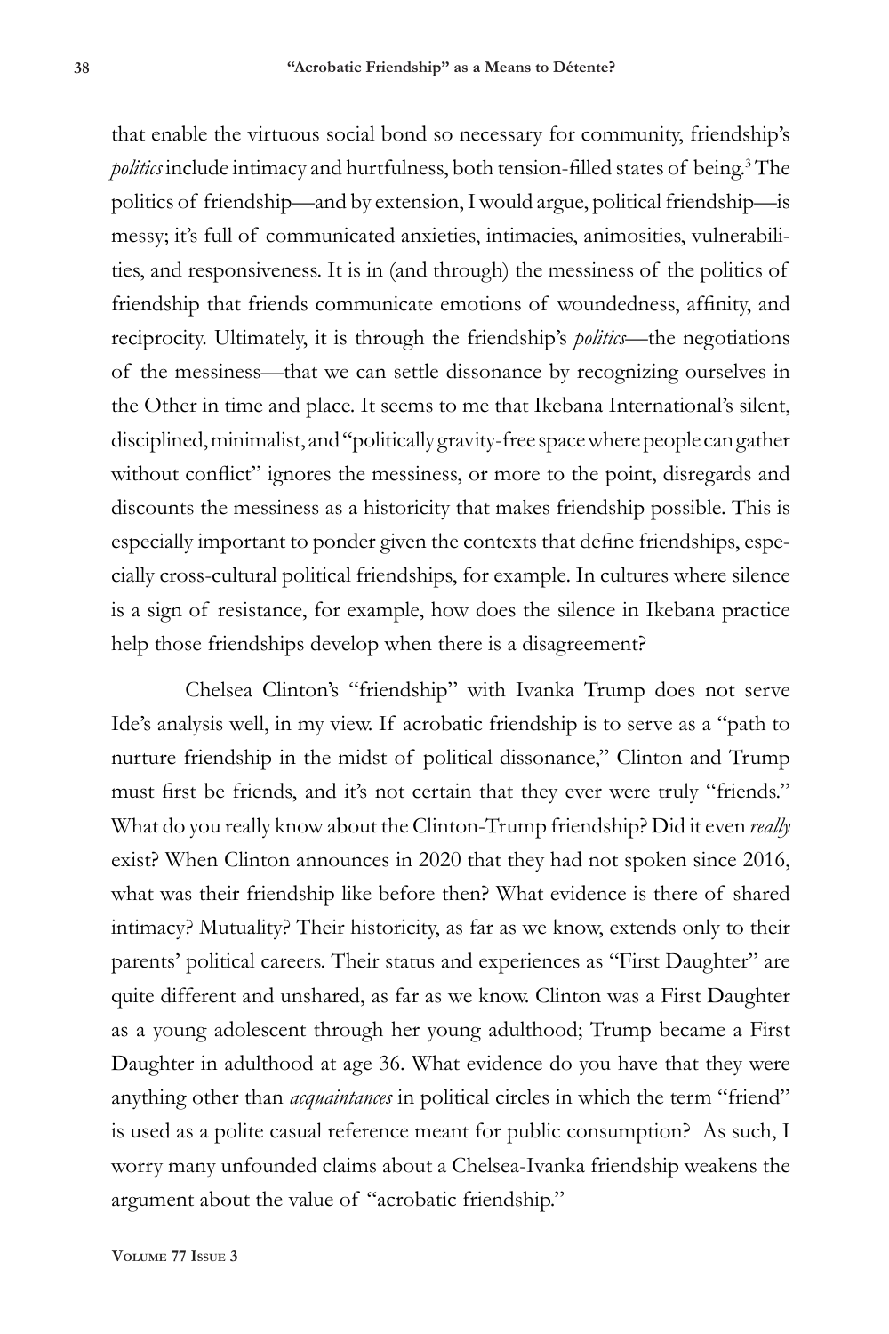that enable the virtuous social bond so necessary for community, friendship's *politics* include intimacy and hurtfulness, both tension-filled states of being.[3] The politics of friendship—and by extension, I would argue, political friendship—is messy; it's full of communicated anxieties, intimacies, animosities, vulnerabilities, and responsiveness. It is in (and through) the messiness of the politics of friendship that friends communicate emotions of woundedness, affinity, and reciprocity. Ultimately, it is through the friendship's *politics*—the negotiations of the messiness—that we can settle dissonance by recognizing ourselves in the Other in time and place. It seems to me that Ikebana International's silent, disciplined, minimalist, and "politically gravity-free space where people can gather without conflict" ignores the messiness, or more to the point, disregards and discounts the messiness as a historicity that makes friendship possible. This is especially important to ponder given the contexts that define friendships, especially cross-cultural political friendships, for example. In cultures where silence is a sign of resistance, for example, how does the silence in Ikebana practice help those friendships develop when there is a disagreement?

Chelsea Clinton's "friendship" with Ivanka Trump does not serve Ide's analysis well, in my view. If acrobatic friendship is to serve as a "path to nurture friendship in the midst of political dissonance," Clinton and Trump must first be friends, and it's not certain that they ever were truly "friends." What do you really know about the Clinton-Trump friendship? Did it even *really* exist? When Clinton announces in 2020 that they had not spoken since 2016, what was their friendship like before then? What evidence is there of shared intimacy? Mutuality? Their historicity, as far as we know, extends only to their parents' political careers. Their status and experiences as "First Daughter" are quite different and unshared, as far as we know. Clinton was a First Daughter as a young adolescent through her young adulthood; Trump became a First Daughter in adulthood at age 36. What evidence do you have that they were anything other than *acquaintances* in political circles in which the term "friend" is used as a polite casual reference meant for public consumption? As such, I worry many unfounded claims about a Chelsea-Ivanka friendship weakens the argument about the value of "acrobatic friendship."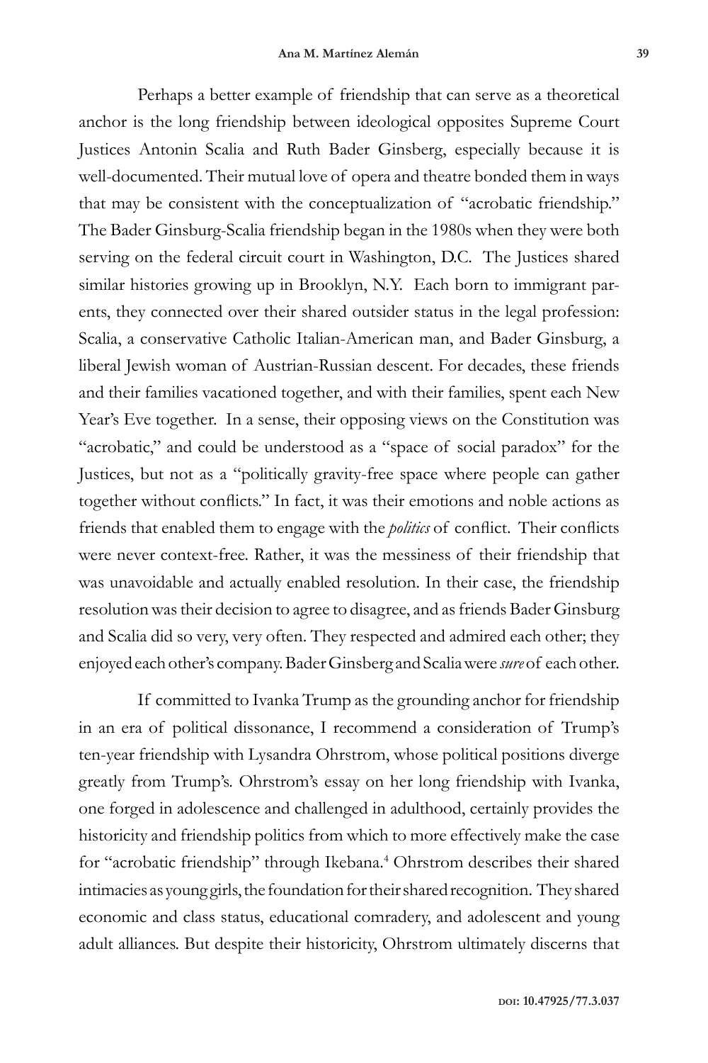Perhaps a better example of friendship that can serve as a theoretical anchor is the long friendship between ideological opposites Supreme Court Justices Antonin Scalia and Ruth Bader Ginsberg, especially because it is well-documented. Their mutual love of opera and theatre bonded them in ways that may be consistent with the conceptualization of "acrobatic friendship." The Bader Ginsburg-Scalia friendship began in the 1980s when they were both serving on the federal circuit court in Washington, D.C. The Justices shared similar histories growing up in Brooklyn, N.Y. Each born to immigrant parents, they connected over their shared outsider status in the legal profession: Scalia, a conservative Catholic Italian-American man, and Bader Ginsburg, a liberal Jewish woman of Austrian-Russian descent. For decades, these friends and their families vacationed together, and with their families, spent each New Year's Eve together. In a sense, their opposing views on the Constitution was "acrobatic," and could be understood as a "space of social paradox" for the Justices, but not as a "politically gravity-free space where people can gather together without conflicts." In fact, it was their emotions and noble actions as friends that enabled them to engage with the *politics* of conflict. Their conflicts were never context-free. Rather, it was the messiness of their friendship that was unavoidable and actually enabled resolution. In their case, the friendship resolution was their decision to agree to disagree, and as friends Bader Ginsburg and Scalia did so very, very often. They respected and admired each other; they enjoyed each other's company. Bader Ginsberg and Scalia were *sure* of each other.

If committed to Ivanka Trump as the grounding anchor for friendship in an era of political dissonance, I recommend a consideration of Trump's ten-year friendship with Lysandra Ohrstrom, whose political positions diverge greatly from Trump's. Ohrstrom's essay on her long friendship with Ivanka, one forged in adolescence and challenged in adulthood, certainly provides the historicity and friendship politics from which to more effectively make the case for "acrobatic friendship" through Ikebana.[4] Ohrstrom describes their shared intimacies as young girls, the foundation for their shared recognition. They shared economic and class status, educational comradery, and adolescent and young adult alliances. But despite their historicity, Ohrstrom ultimately discerns that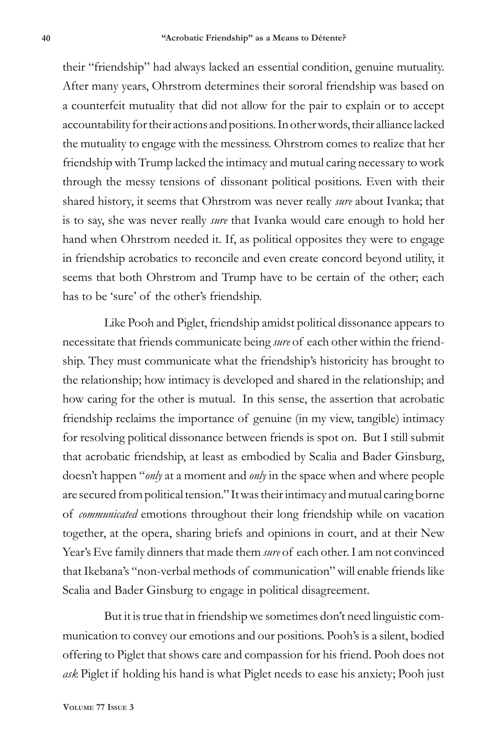their "friendship" had always lacked an essential condition, genuine mutuality. After many years, Ohrstrom determines their sororal friendship was based on a counterfeit mutuality that did not allow for the pair to explain or to accept accountability for their actions and positions. In other words, their alliance lacked the mutuality to engage with the messiness. Ohrstrom comes to realize that her friendship with Trump lacked the intimacy and mutual caring necessary to work through the messy tensions of dissonant political positions. Even with their shared history, it seems that Ohrstrom was never really *sure* about Ivanka; that is to say, she was never really *sure* that Ivanka would care enough to hold her hand when Ohrstrom needed it. If, as political opposites they were to engage in friendship acrobatics to reconcile and even create concord beyond utility, it seems that both Ohrstrom and Trump have to be certain of the other; each has to be 'sure' of the other's friendship.

Like Pooh and Piglet, friendship amidst political dissonance appears to necessitate that friends communicate being *sure* of each other within the friendship. They must communicate what the friendship's historicity has brought to the relationship; how intimacy is developed and shared in the relationship; and how caring for the other is mutual. In this sense, the assertion that acrobatic friendship reclaims the importance of genuine (in my view, tangible) intimacy for resolving political dissonance between friends is spot on. But I still submit that acrobatic friendship, at least as embodied by Scalia and Bader Ginsburg, doesn't happen "*only* at a moment and *only* in the space when and where people are secured from political tension." It was their intimacy and mutual caring borne of *communicated* emotions throughout their long friendship while on vacation together, at the opera, sharing briefs and opinions in court, and at their New Year's Eve family dinners that made them *sure* of each other. I am not convinced that Ikebana's "non-verbal methods of communication" will enable friends like Scalia and Bader Ginsburg to engage in political disagreement.

But it is true that in friendship we sometimes don't need linguistic communication to convey our emotions and our positions. Pooh's is a silent, bodied offering to Piglet that shows care and compassion for his friend. Pooh does not *ask* Piglet if holding his hand is what Piglet needs to ease his anxiety; Pooh just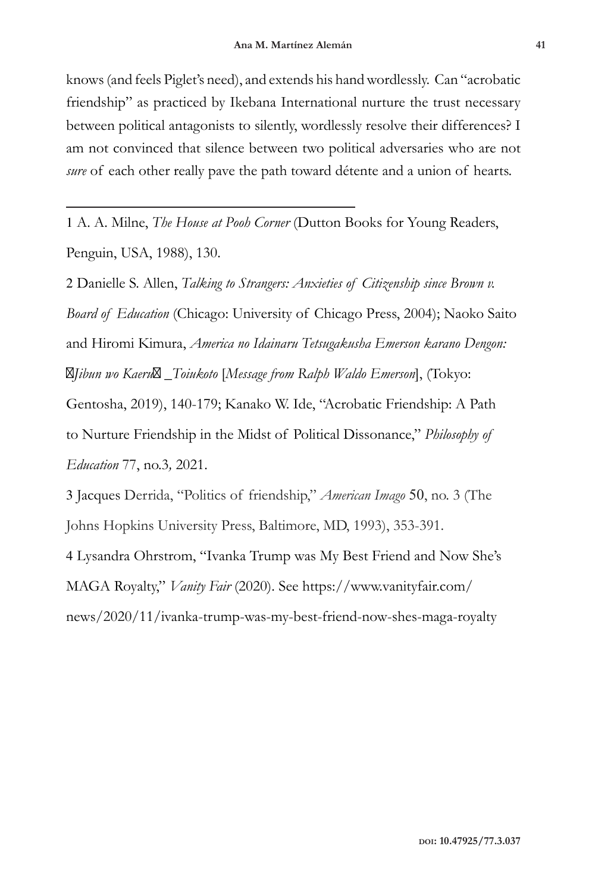knows (and feels Piglet's need), and extends his hand wordlessly. Can "acrobatic friendship" as practiced by Ikebana International nurture the trust necessary between political antagonists to silently, wordlessly resolve their differences? I am not convinced that silence between two political adversaries who are not *sure* of each other really pave the path toward détente and a union of hearts.

---

1 A. A. Milne, *The House at Pooh Corner* (Dutton Books for Young Readers, Penguin, USA, 1988), 130.

2 Danielle S. Allen, *Talking to Strangers: Anxieties of Citizenship since Brown v. Board of Education* (Chicago: University of Chicago Press, 2004); Naoko Saito and Hiromi Kimura, *America no Idainaru Tetsugakusha Emerson karano Dengon: Jibun wo Kaeru _Toiukoto* [*Message from Ralph Waldo Emerson*], (Tokyo: Gentosha, 2019), 140-179; Kanako W. Ide, "Acrobatic Friendship: A Path to Nurture Friendship in the Midst of Political Dissonance," *Philosophy of Education* 77, no.3, 2021.

3 Jacques Derrida, "Politics of friendship," *American Imago* 50, no. 3 (The Johns Hopkins University Press, Baltimore, MD, 1993), 353-391.

4 Lysandra Ohrstrom, "Ivanka Trump was My Best Friend and Now She's MAGA Royalty," *Vanity Fair* (2020). See https://www.vanityfair.com/news/2020/11/ivanka-trump-was-my-best-friend-now-shes-maga-royalty